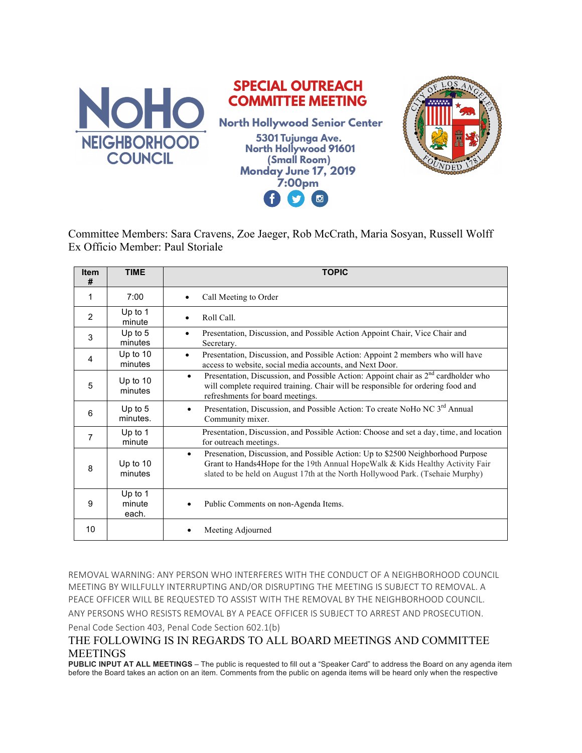NoHo NEIGHBORHOOD COUNCIL

# SPECIAL OUTREACH COMMITTEE MEETING

**North Hollywood Senior Center**

**5301 Tujunga Ave.**
**North Hollywood 91601**
**(Small Room)**
**Monday June 17, 2019**
**7:00pm**

Committee Members: Sara Cravens, Zoe Jaeger, Rob McCrath, Maria Sosyan, Russell Wolff
Ex Officio Member: Paul Storiale

| Item # | TIME | TOPIC |
|---|---|---|
| 1 | 7:00 | • Call Meeting to Order |
| 2 | Up to 1 minute | • Roll Call. |
| 3 | Up to 5 minutes | • Presentation, Discussion, and Possible Action Appoint Chair, Vice Chair and Secretary. |
| 4 | Up to 10 minutes | • Presentation, Discussion, and Possible Action: Appoint 2 members who will have access to website, social media accounts, and Next Door. |
| 5 | Up to 10 minutes | • Presentation, Discussion, and Possible Action: Appoint chair as 2nd cardholder who will complete required training. Chair will be responsible for ordering food and refreshments for board meetings. |
| 6 | Up to 5 minutes. | • Presentation, Discussion, and Possible Action: To create NoHo NC 3rd Annual Community mixer. |
| 7 | Up to 1 minute | Presentation, Discussion, and Possible Action: Choose and set a day, time, and location for outreach meetings. |
| 8 | Up to 10 minutes | • Presenation, Discussion, and Possible Action: Up to $2500 Neighborhood Purpose Grant to Hands4Hope for the 19th Annual HopeWalk & Kids Healthy Activity Fair slated to be held on August 17th at the North Hollywood Park. (Tsehaie Murphy) |
| 9 | Up to 1 minute each. | • Public Comments on non-Agenda Items. |
| 10 | | • Meeting Adjourned |

REMOVAL WARNING: ANY PERSON WHO INTERFERES WITH THE CONDUCT OF A NEIGHBORHOOD COUNCIL MEETING BY WILLFULLY INTERRUPTING AND/OR DISRUPTING THE MEETING IS SUBJECT TO REMOVAL. A PEACE OFFICER WILL BE REQUESTED TO ASSIST WITH THE REMOVAL BY THE NEIGHBORHOOD COUNCIL. ANY PERSONS WHO RESISTS REMOVAL BY A PEACE OFFICER IS SUBJECT TO ARREST AND PROSECUTION. Penal Code Section 403, Penal Code Section 602.1(b)

## THE FOLLOWING IS IN REGARDS TO ALL BOARD MEETINGS AND COMMITTEE MEETINGS

**PUBLIC INPUT AT ALL MEETINGS** – The public is requested to fill out a "Speaker Card" to address the Board on any agenda item before the Board takes an action on an item. Comments from the public on agenda items will be heard only when the respective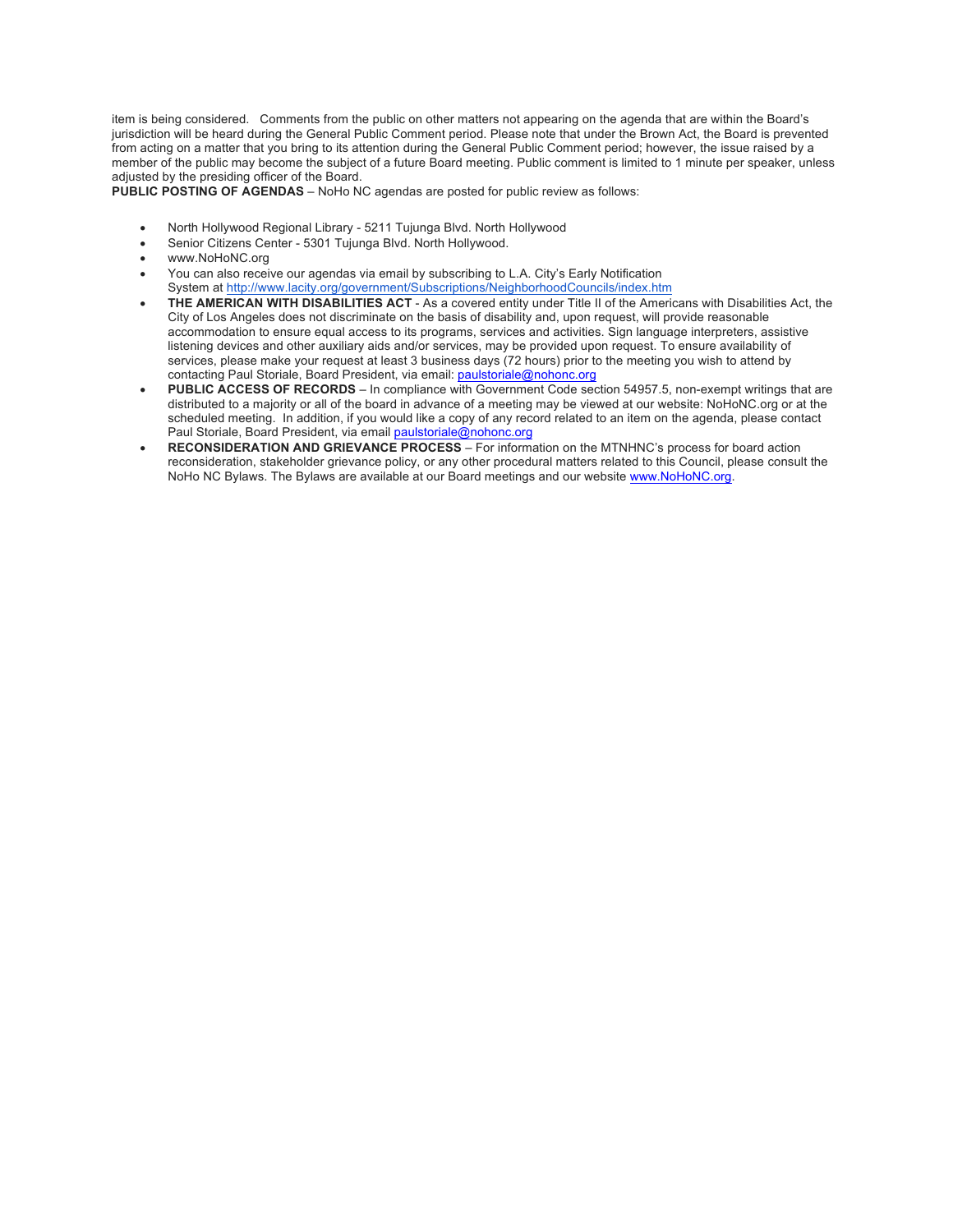item is being considered. Comments from the public on other matters not appearing on the agenda that are within the Board's jurisdiction will be heard during the General Public Comment period. Please note that under the Brown Act, the Board is prevented from acting on a matter that you bring to its attention during the General Public Comment period; however, the issue raised by a member of the public may become the subject of a future Board meeting. Public comment is limited to 1 minute per speaker, unless adjusted by the presiding officer of the Board.

**PUBLIC POSTING OF AGENDAS** – NoHo NC agendas are posted for public review as follows:

- North Hollywood Regional Library - 5211 Tujunga Blvd. North Hollywood
- Senior Citizens Center - 5301 Tujunga Blvd. North Hollywood.
- www.NoHoNC.org
- You can also receive our agendas via email by subscribing to L.A. City's Early Notification System at http://www.lacity.org/government/Subscriptions/NeighborhoodCouncils/index.htm
- **THE AMERICAN WITH DISABILITIES ACT** - As a covered entity under Title II of the Americans with Disabilities Act, the City of Los Angeles does not discriminate on the basis of disability and, upon request, will provide reasonable accommodation to ensure equal access to its programs, services and activities. Sign language interpreters, assistive listening devices and other auxiliary aids and/or services, may be provided upon request. To ensure availability of services, please make your request at least 3 business days (72 hours) prior to the meeting you wish to attend by contacting Paul Storiale, Board President, via email: paulstoriale@nohonc.org
- **PUBLIC ACCESS OF RECORDS** – In compliance with Government Code section 54957.5, non-exempt writings that are distributed to a majority or all of the board in advance of a meeting may be viewed at our website: NoHoNC.org or at the scheduled meeting. In addition, if you would like a copy of any record related to an item on the agenda, please contact Paul Storiale, Board President, via email paulstoriale@nohonc.org
- **RECONSIDERATION AND GRIEVANCE PROCESS** – For information on the MTNHNC's process for board action reconsideration, stakeholder grievance policy, or any other procedural matters related to this Council, please consult the NoHo NC Bylaws. The Bylaws are available at our Board meetings and our website www.NoHoNC.org.